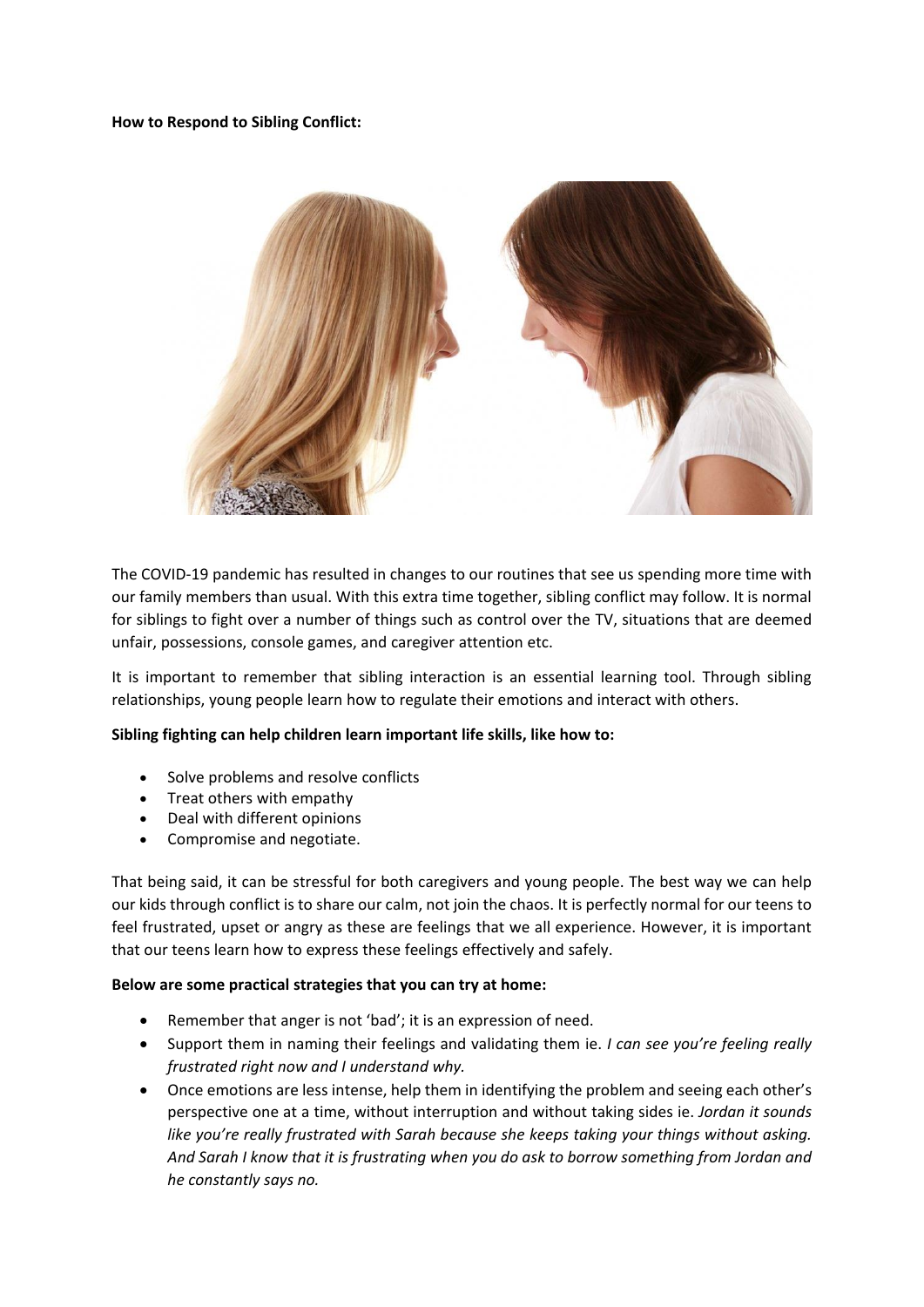**How to Respond to Sibling Conflict:**

The COVID-19 pandemic has resulted in changes to our routines that see us spending more time with our family members than usual. With this extra time together, sibling conflict may follow. It is normal for siblings to fight over a number of things such as control over the TV, situations that are deemed unfair, possessions, console games, and caregiver attention etc.

It is important to remember that sibling interaction is an essential learning tool. Through sibling relationships, young people learn how to regulate their emotions and interact with others.

**Sibling fighting can help children learn important life skills, like how to:**

- Solve problems and resolve conflicts
- Treat others with empathy
- Deal with different opinions
- Compromise and negotiate.

That being said, it can be stressful for both caregivers and young people. The best way we can help our kids through conflict is to share our calm, not join the chaos. It is perfectly normal for our teens to feel frustrated, upset or angry as these are feelings that we all experience. However, it is important that our teens learn how to express these feelings effectively and safely.

**Below are some practical strategies that you can try at home:**

- Remember that anger is not 'bad'; it is an expression of need.
- Support them in naming their feelings and validating them ie. *I can see you're feeling really frustrated right now and I understand why.*
- Once emotions are less intense, help them in identifying the problem and seeing each other's perspective one at a time, without interruption and without taking sides ie. *Jordan it sounds like you're really frustrated with Sarah because she keeps taking your things without asking. And Sarah I know that it is frustrating when you do ask to borrow something from Jordan and he constantly says no.*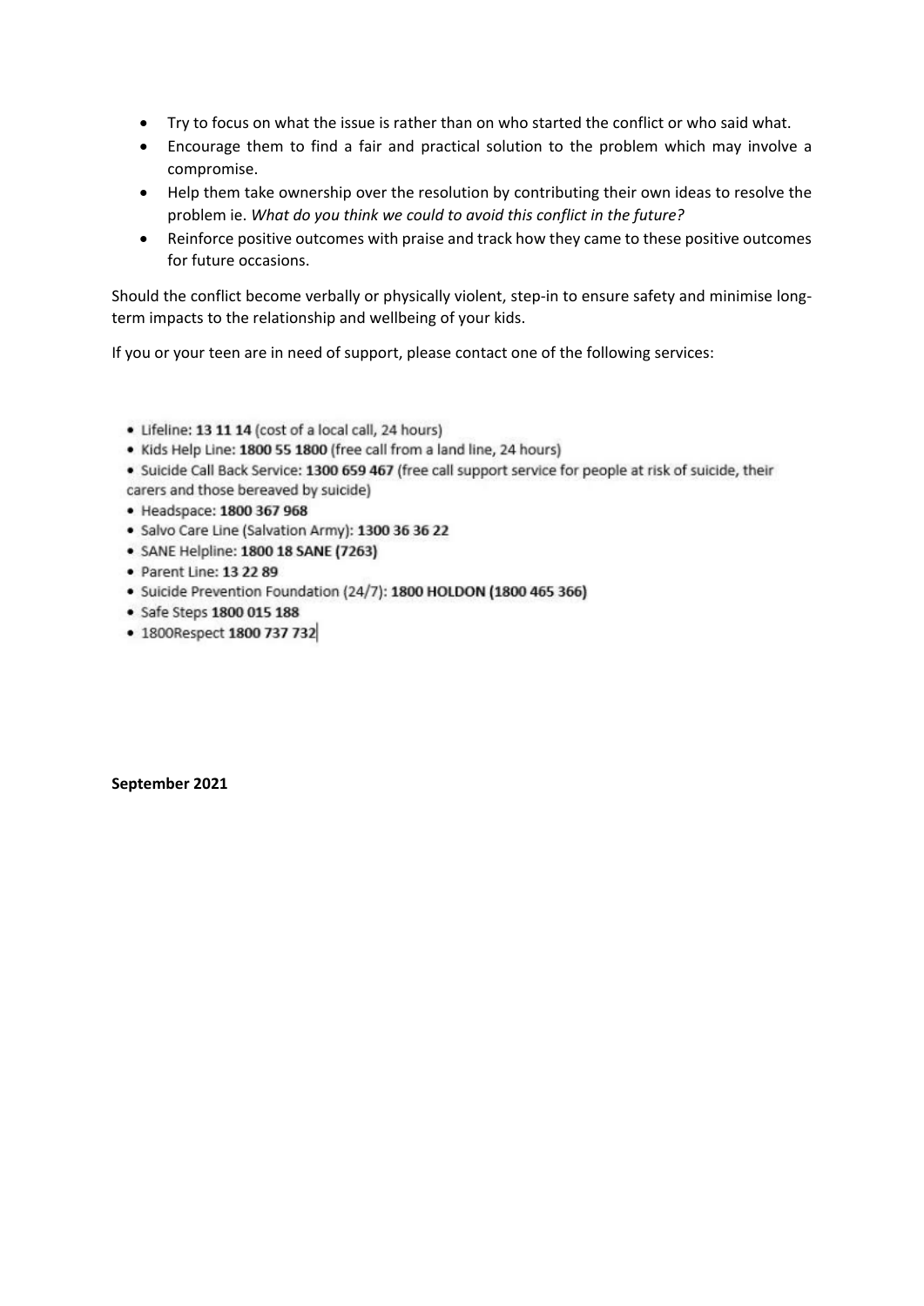- Try to focus on what the issue is rather than on who started the conflict or who said what.
- Encourage them to find a fair and practical solution to the problem which may involve a compromise.
- Help them take ownership over the resolution by contributing their own ideas to resolve the problem ie. *What do you think we could to avoid this conflict in the future?*
- Reinforce positive outcomes with praise and track how they came to these positive outcomes for future occasions.

Should the conflict become verbally or physically violent, step-in to ensure safety and minimise long-term impacts to the relationship and wellbeing of your kids.

If you or your teen are in need of support, please contact one of the following services:

- Lifeline: **13 11 14** (cost of a local call, 24 hours)
- Kids Help Line: **1800 55 1800** (free call from a land line, 24 hours)
- Suicide Call Back Service: **1300 659 467** (free call support service for people at risk of suicide, their carers and those bereaved by suicide)
- Headspace: **1800 367 968**
- Salvo Care Line (Salvation Army): **1300 36 36 22**
- SANE Helpline: **1800 18 SANE (7263)**
- Parent Line: **13 22 89**
- Suicide Prevention Foundation (24/7): **1800 HOLDON (1800 465 366)**
- Safe Steps **1800 015 188**
- 1800Respect **1800 737 732**

**September 2021**